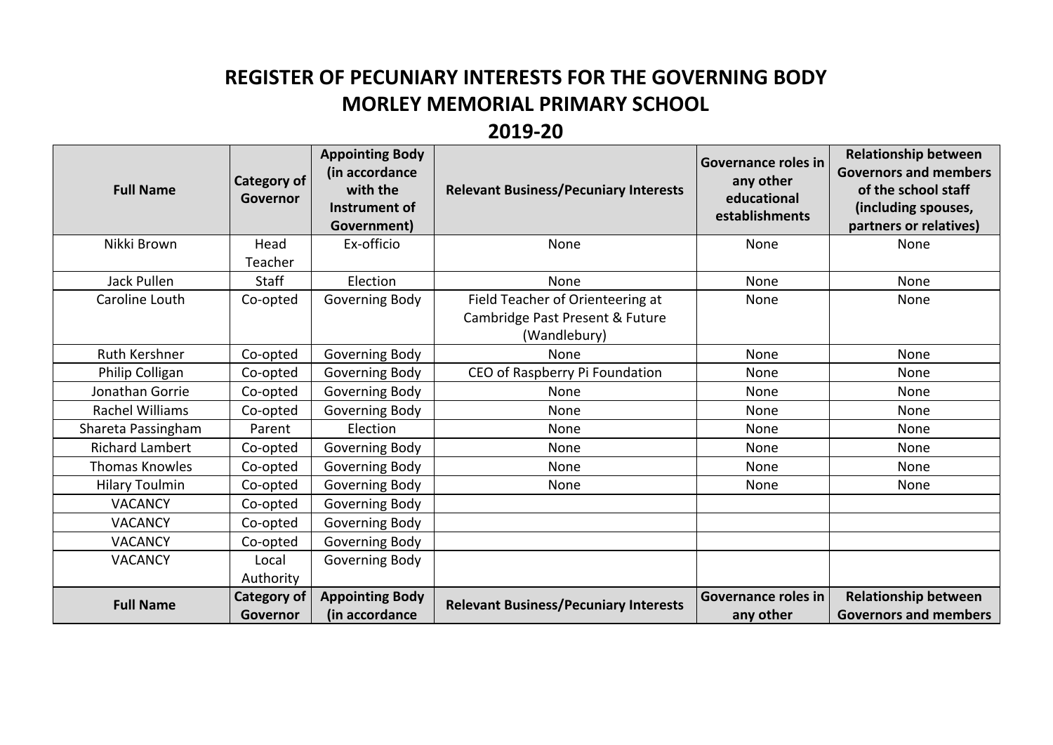# REGISTER OF PECUNIARY INTERESTS FOR THE GOVERNING BODY
# MORLEY MEMORIAL PRIMARY SCHOOL
# 2019-20

| Full Name | Category of Governor | Appointing Body (in accordance with the Instrument of Government) | Relevant Business/Pecuniary Interests | Governance roles in any other educational establishments | Relationship between Governors and members of the school staff (including spouses, partners or relatives) |
|---|---|---|---|---|---|
| Nikki Brown | Head Teacher | Ex-officio | None | None | None |
| Jack Pullen | Staff | Election | None | None | None |
| Caroline Louth | Co-opted | Governing Body | Field Teacher of Orienteering at Cambridge Past Present & Future (Wandlebury) | None | None |
| Ruth Kershner | Co-opted | Governing Body | None | None | None |
| Philip Colligan | Co-opted | Governing Body | CEO of Raspberry Pi Foundation | None | None |
| Jonathan Gorrie | Co-opted | Governing Body | None | None | None |
| Rachel Williams | Co-opted | Governing Body | None | None | None |
| Shareta Passingham | Parent | Election | None | None | None |
| Richard Lambert | Co-opted | Governing Body | None | None | None |
| Thomas Knowles | Co-opted | Governing Body | None | None | None |
| Hilary Toulmin | Co-opted | Governing Body | None | None | None |
| VACANCY | Co-opted | Governing Body | | | |
| VACANCY | Co-opted | Governing Body | | | |
| VACANCY | Co-opted | Governing Body | | | |
| VACANCY | Local Authority | Governing Body | | | |
| **Full Name** | **Category of Governor** | **Appointing Body (in accordance** | **Relevant Business/Pecuniary Interests** | **Governance roles in any other** | **Relationship between Governors and members** |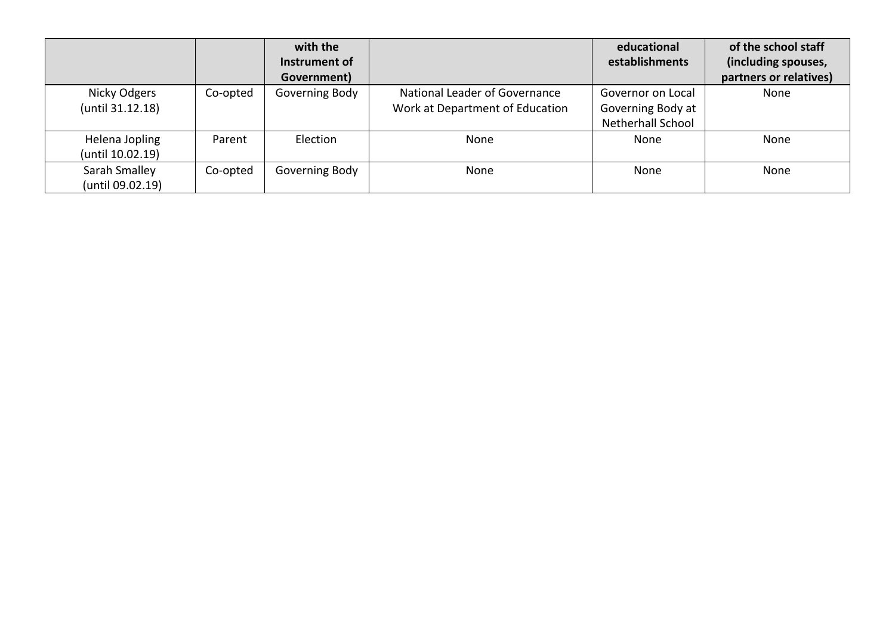| | | with the Instrument of Government) | | educational establishments | of the school staff (including spouses, partners or relatives) |
|---|---|---|---|---|---|
| Nicky Odgers (until 31.12.18) | Co-opted | Governing Body | National Leader of Governance Work at Department of Education | Governor on Local Governing Body at Netherhall School | None |
| Helena Jopling (until 10.02.19) | Parent | Election | None | None | None |
| Sarah Smalley (until 09.02.19) | Co-opted | Governing Body | None | None | None |